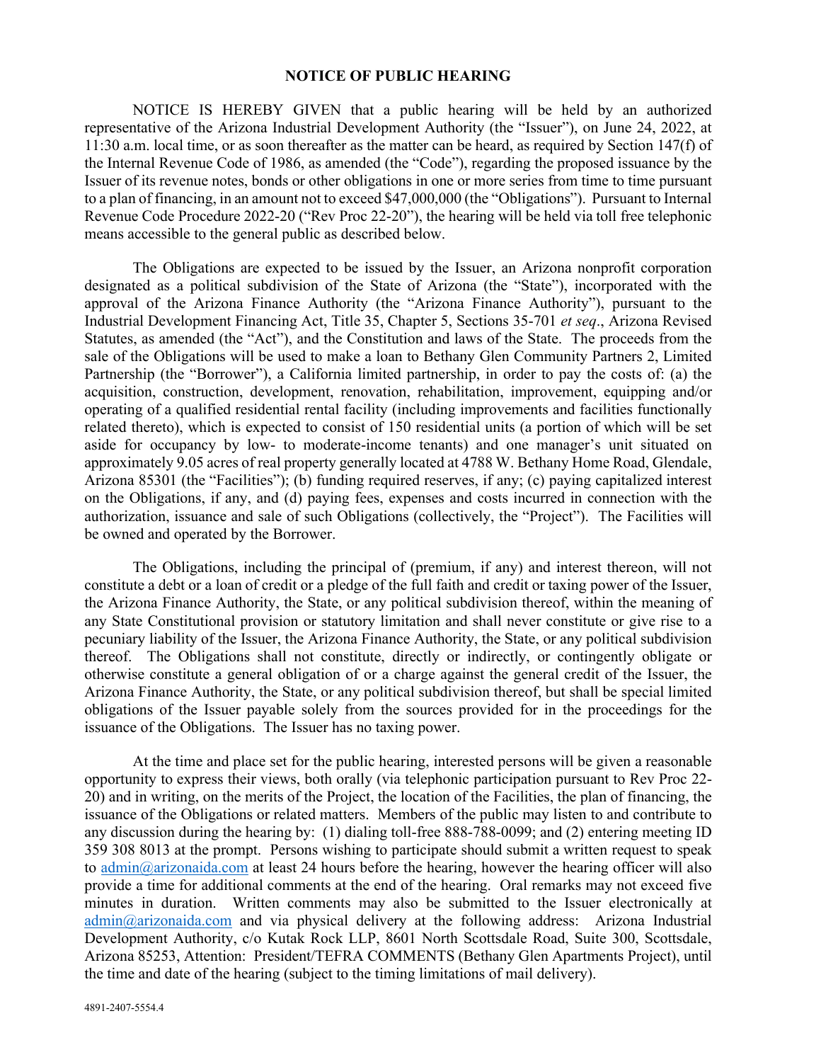# NOTICE OF PUBLIC HEARING

NOTICE IS HEREBY GIVEN that a public hearing will be held by an authorized representative of the Arizona Industrial Development Authority (the "Issuer"), on June 24, 2022, at 11:30 a.m. local time, or as soon thereafter as the matter can be heard, as required by Section 147(f) of the Internal Revenue Code of 1986, as amended (the "Code"), regarding the proposed issuance by the Issuer of its revenue notes, bonds or other obligations in one or more series from time to time pursuant to a plan of financing, in an amount not to exceed $47,000,000 (the "Obligations"). Pursuant to Internal Revenue Code Procedure 2022-20 ("Rev Proc 22-20"), the hearing will be held via toll free telephonic means accessible to the general public as described below.

The Obligations are expected to be issued by the Issuer, an Arizona nonprofit corporation designated as a political subdivision of the State of Arizona (the "State"), incorporated with the approval of the Arizona Finance Authority (the "Arizona Finance Authority"), pursuant to the Industrial Development Financing Act, Title 35, Chapter 5, Sections 35-701 *et seq*., Arizona Revised Statutes, as amended (the "Act"), and the Constitution and laws of the State. The proceeds from the sale of the Obligations will be used to make a loan to Bethany Glen Community Partners 2, Limited Partnership (the "Borrower"), a California limited partnership, in order to pay the costs of: (a) the acquisition, construction, development, renovation, rehabilitation, improvement, equipping and/or operating of a qualified residential rental facility (including improvements and facilities functionally related thereto), which is expected to consist of 150 residential units (a portion of which will be set aside for occupancy by low- to moderate-income tenants) and one manager's unit situated on approximately 9.05 acres of real property generally located at 4788 W. Bethany Home Road, Glendale, Arizona 85301 (the "Facilities"); (b) funding required reserves, if any; (c) paying capitalized interest on the Obligations, if any, and (d) paying fees, expenses and costs incurred in connection with the authorization, issuance and sale of such Obligations (collectively, the "Project"). The Facilities will be owned and operated by the Borrower.

The Obligations, including the principal of (premium, if any) and interest thereon, will not constitute a debt or a loan of credit or a pledge of the full faith and credit or taxing power of the Issuer, the Arizona Finance Authority, the State, or any political subdivision thereof, within the meaning of any State Constitutional provision or statutory limitation and shall never constitute or give rise to a pecuniary liability of the Issuer, the Arizona Finance Authority, the State, or any political subdivision thereof. The Obligations shall not constitute, directly or indirectly, or contingently obligate or otherwise constitute a general obligation of or a charge against the general credit of the Issuer, the Arizona Finance Authority, the State, or any political subdivision thereof, but shall be special limited obligations of the Issuer payable solely from the sources provided for in the proceedings for the issuance of the Obligations. The Issuer has no taxing power.

At the time and place set for the public hearing, interested persons will be given a reasonable opportunity to express their views, both orally (via telephonic participation pursuant to Rev Proc 22-20) and in writing, on the merits of the Project, the location of the Facilities, the plan of financing, the issuance of the Obligations or related matters. Members of the public may listen to and contribute to any discussion during the hearing by: (1) dialing toll-free 888-788-0099; and (2) entering meeting ID 359 308 8013 at the prompt. Persons wishing to participate should submit a written request to speak to admin@arizonaida.com at least 24 hours before the hearing, however the hearing officer will also provide a time for additional comments at the end of the hearing. Oral remarks may not exceed five minutes in duration. Written comments may also be submitted to the Issuer electronically at admin@arizonaida.com and via physical delivery at the following address: Arizona Industrial Development Authority, c/o Kutak Rock LLP, 8601 North Scottsdale Road, Suite 300, Scottsdale, Arizona 85253, Attention: President/TEFRA COMMENTS (Bethany Glen Apartments Project), until the time and date of the hearing (subject to the timing limitations of mail delivery).

4891-2407-5554.4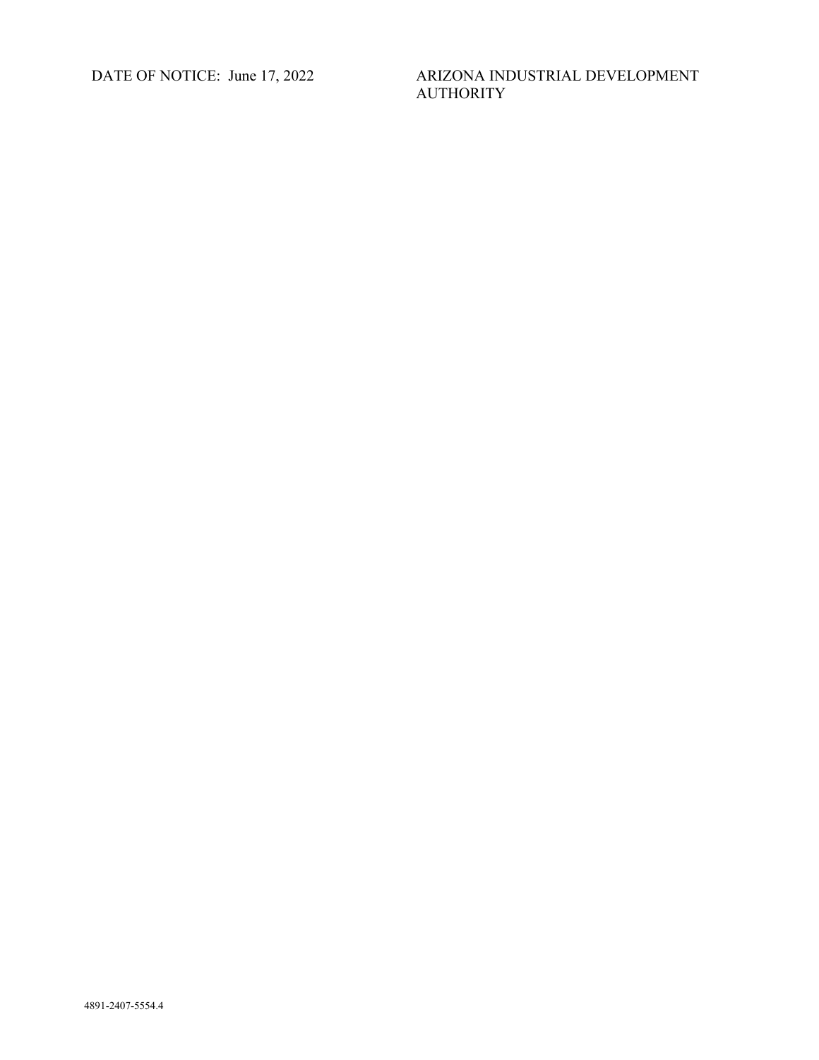DATE OF NOTICE: June 17, 2022

ARIZONA INDUSTRIAL DEVELOPMENT AUTHORITY

4891-2407-5554.4